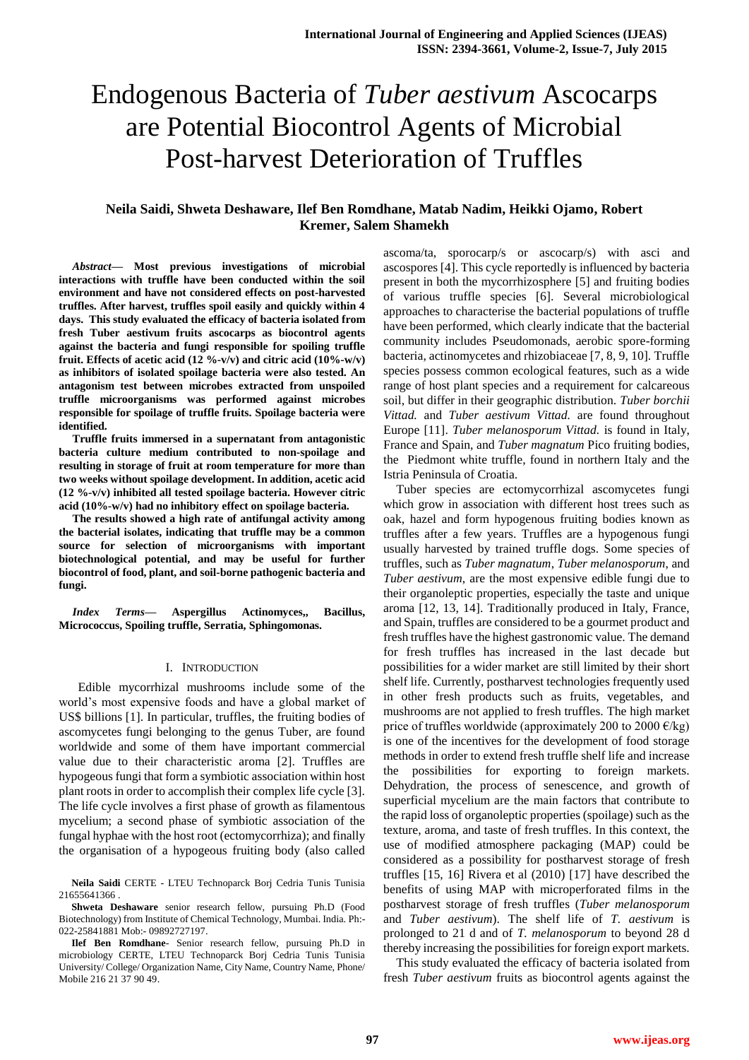# Endogenous Bacteria of *Tuber aestivum* Ascocarps are Potential Biocontrol Agents of Microbial Post-harvest Deterioration of Truffles

**Neila Saidi, Shweta Deshaware, Ilef Ben Romdhane, Matab Nadim, Heikki Ojamo, Robert Kremer, Salem Shamekh**

***Abstract*— Most previous investigations of microbial interactions with truffle have been conducted within the soil environment and have not considered effects on post-harvested truffles. After harvest, truffles spoil easily and quickly within 4 days. This study evaluated the efficacy of bacteria isolated from fresh Tuber aestivum fruits ascocarps as biocontrol agents against the bacteria and fungi responsible for spoiling truffle fruit. Effects of acetic acid (12 %-v/v) and citric acid (10%-w/v) as inhibitors of isolated spoilage bacteria were also tested. An antagonism test between microbes extracted from unspoiled truffle microorganisms was performed against microbes responsible for spoilage of truffle fruits. Spoilage bacteria were identified.**

**Truffle fruits immersed in a supernatant from antagonistic bacteria culture medium contributed to non-spoilage and resulting in storage of fruit at room temperature for more than two weeks without spoilage development. In addition, acetic acid (12 %-v/v) inhibited all tested spoilage bacteria. However citric acid (10%-w/v) had no inhibitory effect on spoilage bacteria.**

**The results showed a high rate of antifungal activity among the bacterial isolates, indicating that truffle may be a common source for selection of microorganisms with important biotechnological potential, and may be useful for further biocontrol of food, plant, and soil-borne pathogenic bacteria and fungi.**

***Index Terms*— Aspergillus Actinomyces,, Bacillus, Micrococcus, Spoiling truffle, Serratia, Sphingomonas.**

## I. Introduction

Edible mycorrhizal mushrooms include some of the world's most expensive foods and have a global market of US$ billions [1]. In particular, truffles, the fruiting bodies of ascomycetes fungi belonging to the genus Tuber, are found worldwide and some of them have important commercial value due to their characteristic aroma [2]. Truffles are hypogeous fungi that form a symbiotic association within host plant roots in order to accomplish their complex life cycle [3]. The life cycle involves a first phase of growth as filamentous mycelium; a second phase of symbiotic association of the fungal hyphae with the host root (ectomycorrhiza); and finally the organisation of a hypogeous fruiting body (also called ascoma/ta, sporocarp/s or ascocarp/s) with asci and ascospores [4]. This cycle reportedly is influenced by bacteria present in both the mycorrhizosphere [5] and fruiting bodies of various truffle species [6]. Several microbiological approaches to characterise the bacterial populations of truffle have been performed, which clearly indicate that the bacterial community includes Pseudomonads, aerobic spore-forming bacteria, actinomycetes and rhizobiaceae [7, 8, 9, 10]. Truffle species possess common ecological features, such as a wide range of host plant species and a requirement for calcareous soil, but differ in their geographic distribution. *Tuber borchii Vittad.* and *Tuber aestivum Vittad.* are found throughout Europe [11]. *Tuber melanosporum Vittad.* is found in Italy, France and Spain, and *Tuber magnatum* Pico fruiting bodies, the Piedmont white truffle, found in northern Italy and the Istria Peninsula of Croatia.

Tuber species are ectomycorrhizal ascomycetes fungi which grow in association with different host trees such as oak, hazel and form hypogenous fruiting bodies known as truffles after a few years. Truffles are a hypogenous fungi usually harvested by trained truffle dogs. Some species of truffles, such as *Tuber magnatum*, *Tuber melanosporum*, and *Tuber aestivum*, are the most expensive edible fungi due to their organoleptic properties, especially the taste and unique aroma [12, 13, 14]. Traditionally produced in Italy, France, and Spain, truffles are considered to be a gourmet product and fresh truffles have the highest gastronomic value. The demand for fresh truffles has increased in the last decade but possibilities for a wider market are still limited by their short shelf life. Currently, postharvest technologies frequently used in other fresh products such as fruits, vegetables, and mushrooms are not applied to fresh truffles. The high market price of truffles worldwide (approximately 200 to 2000 €/kg) is one of the incentives for the development of food storage methods in order to extend fresh truffle shelf life and increase the possibilities for exporting to foreign markets. Dehydration, the process of senescence, and growth of superficial mycelium are the main factors that contribute to the rapid loss of organoleptic properties (spoilage) such as the texture, aroma, and taste of fresh truffles. In this context, the use of modified atmosphere packaging (MAP) could be considered as a possibility for postharvest storage of fresh truffles [15, 16] Rivera et al (2010) [17] have described the benefits of using MAP with microperforated films in the postharvest storage of fresh truffles (*Tuber melanosporum* and *Tuber aestivum*). The shelf life of *T. aestivum* is prolonged to 21 d and of *T. melanosporum* to beyond 28 d thereby increasing the possibilities for foreign export markets.

This study evaluated the efficacy of bacteria isolated from fresh *Tuber aestivum* fruits as biocontrol agents against the

---

**Neila Saidi** CERTE - LTEU Technoparck Borj Cedria Tunis Tunisia 21655641366 .

**Shweta Deshaware** senior research fellow, pursuing Ph.D (Food Biotechnology) from Institute of Chemical Technology, Mumbai. India. Ph:- 022-25841881 Mob:- 09892727197.

**Ilef Ben Romdhane**- Senior research fellow, pursuing Ph.D in microbiology CERTE, LTEU Technoparck Borj Cedria Tunis Tunisia University/ College/ Organization Name, City Name, Country Name, Phone/ Mobile 216 21 37 90 49.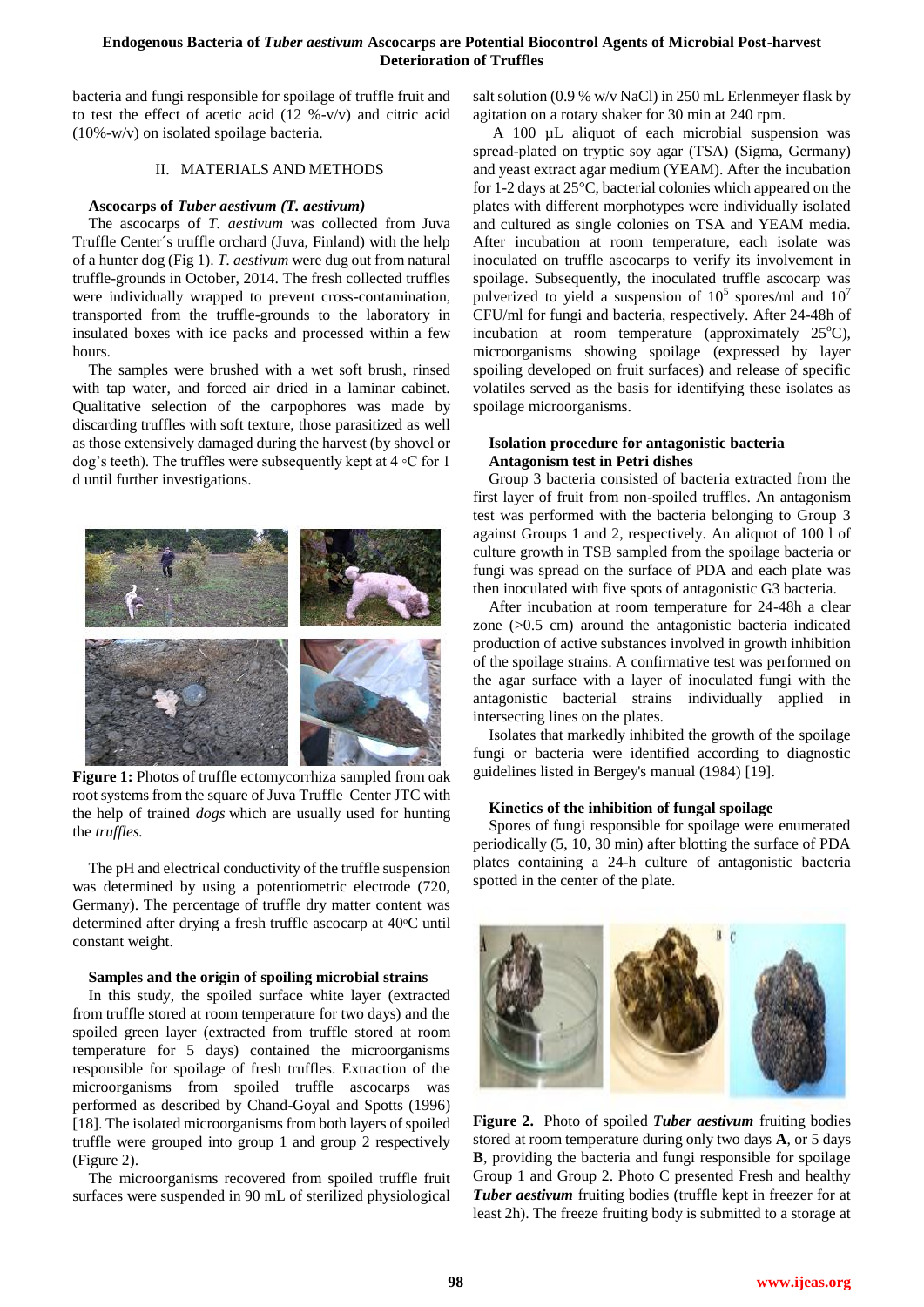bacteria and fungi responsible for spoilage of truffle fruit and to test the effect of acetic acid (12 %-v/v) and citric acid (10%-w/v) on isolated spoilage bacteria.

## II. MATERIALS AND METHODS

### Ascocarps of *Tuber aestivum (T. aestivum)*

The ascocarps of *T. aestivum* was collected from Juva Truffle Center´s truffle orchard (Juva, Finland) with the help of a hunter dog (Fig 1). *T. aestivum* were dug out from natural truffle-grounds in October, 2014. The fresh collected truffles were individually wrapped to prevent cross-contamination, transported from the truffle-grounds to the laboratory in insulated boxes with ice packs and processed within a few hours.

The samples were brushed with a wet soft brush, rinsed with tap water, and forced air dried in a laminar cabinet. Qualitative selection of the carpophores was made by discarding truffles with soft texture, those parasitized as well as those extensively damaged during the harvest (by shovel or dog's teeth). The truffles were subsequently kept at 4 ◦C for 1 d until further investigations.

**Figure 1:** Photos of truffle ectomycorrhiza sampled from oak root systems from the square of Juva Truffle Center JTC with the help of trained *dogs* which are usually used for hunting the *truffles.*

The pH and electrical conductivity of the truffle suspension was determined by using a potentiometric electrode (720, Germany). The percentage of truffle dry matter content was determined after drying a fresh truffle ascocarp at 40◦C until constant weight.

### Samples and the origin of spoiling microbial strains

In this study, the spoiled surface white layer (extracted from truffle stored at room temperature for two days) and the spoiled green layer (extracted from truffle stored at room temperature for 5 days) contained the microorganisms responsible for spoilage of fresh truffles. Extraction of the microorganisms from spoiled truffle ascocarps was performed as described by Chand-Goyal and Spotts (1996) [18]. The isolated microorganisms from both layers of spoiled truffle were grouped into group 1 and group 2 respectively (Figure 2).

The microorganisms recovered from spoiled truffle fruit surfaces were suspended in 90 mL of sterilized physiological salt solution (0.9 % w/v NaCl) in 250 mL Erlenmeyer flask by agitation on a rotary shaker for 30 min at 240 rpm.

A 100 µL aliquot of each microbial suspension was spread-plated on tryptic soy agar (TSA) (Sigma, Germany) and yeast extract agar medium (YEAM). After the incubation for 1-2 days at 25°C, bacterial colonies which appeared on the plates with different morphotypes were individually isolated and cultured as single colonies on TSA and YEAM media. After incubation at room temperature, each isolate was inoculated on truffle ascocarps to verify its involvement in spoilage. Subsequently, the inoculated truffle ascocarp was pulverized to yield a suspension of $10^5$ spores/ml and $10^7$ CFU/ml for fungi and bacteria, respectively. After 24-48h of incubation at room temperature (approximately 25°C), microorganisms showing spoilage (expressed by layer spoiling developed on fruit surfaces) and release of specific volatiles served as the basis for identifying these isolates as spoilage microorganisms.

### Isolation procedure for antagonistic bacteria

### Antagonism test in Petri dishes

Group 3 bacteria consisted of bacteria extracted from the first layer of fruit from non-spoiled truffles. An antagonism test was performed with the bacteria belonging to Group 3 against Groups 1 and 2, respectively. An aliquot of 100 l of culture growth in TSB sampled from the spoilage bacteria or fungi was spread on the surface of PDA and each plate was then inoculated with five spots of antagonistic G3 bacteria.

After incubation at room temperature for 24-48h a clear zone (>0.5 cm) around the antagonistic bacteria indicated production of active substances involved in growth inhibition of the spoilage strains. A confirmative test was performed on the agar surface with a layer of inoculated fungi with the antagonistic bacterial strains individually applied in intersecting lines on the plates.

Isolates that markedly inhibited the growth of the spoilage fungi or bacteria were identified according to diagnostic guidelines listed in Bergey's manual (1984) [19].

### Kinetics of the inhibition of fungal spoilage

Spores of fungi responsible for spoilage were enumerated periodically (5, 10, 30 min) after blotting the surface of PDA plates containing a 24-h culture of antagonistic bacteria spotted in the center of the plate.

**Figure 2.** Photo of spoiled ***Tuber aestivum*** fruiting bodies stored at room temperature during only two days **A**, or 5 days **B**, providing the bacteria and fungi responsible for spoilage Group 1 and Group 2. Photo C presented Fresh and healthy ***Tuber aestivum*** fruiting bodies (truffle kept in freezer for at least 2h). The freeze fruiting body is submitted to a storage at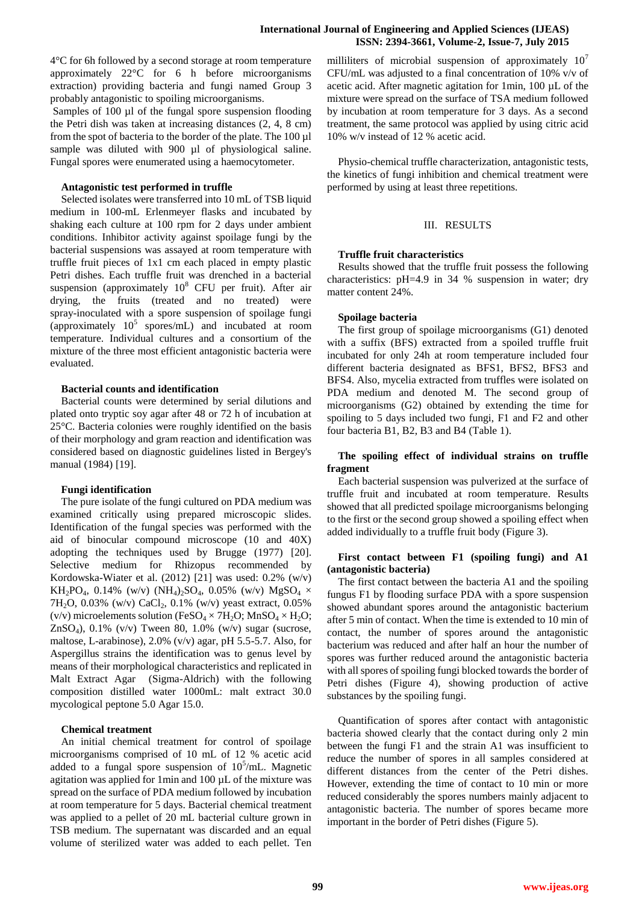4°C for 6h followed by a second storage at room temperature approximately 22°C for 6 h before microorganisms extraction) providing bacteria and fungi named Group 3 probably antagonistic to spoiling microorganisms.

Samples of 100 µl of the fungal spore suspension flooding the Petri dish was taken at increasing distances (2, 4, 8 cm) from the spot of bacteria to the border of the plate. The 100 µl sample was diluted with 900 µl of physiological saline. Fungal spores were enumerated using a haemocytometer.

### Antagonistic test performed in truffle

Selected isolates were transferred into 10 mL of TSB liquid medium in 100-mL Erlenmeyer flasks and incubated by shaking each culture at 100 rpm for 2 days under ambient conditions. Inhibitor activity against spoilage fungi by the bacterial suspensions was assayed at room temperature with truffle fruit pieces of 1x1 cm each placed in empty plastic Petri dishes. Each truffle fruit was drenched in a bacterial suspension (approximately $10^8$ CFU per fruit). After air drying, the fruits (treated and no treated) were spray-inoculated with a spore suspension of spoilage fungi (approximately $10^5$ spores/mL) and incubated at room temperature. Individual cultures and a consortium of the mixture of the three most efficient antagonistic bacteria were evaluated.

### Bacterial counts and identification

Bacterial counts were determined by serial dilutions and plated onto tryptic soy agar after 48 or 72 h of incubation at 25°C. Bacteria colonies were roughly identified on the basis of their morphology and gram reaction and identification was considered based on diagnostic guidelines listed in Bergey's manual (1984) [19].

### Fungi identification

The pure isolate of the fungi cultured on PDA medium was examined critically using prepared microscopic slides. Identification of the fungal species was performed with the aid of binocular compound microscope (10 and 40X) adopting the techniques used by Brugge (1977) [20]. Selective medium for Rhizopus recommended by Kordowska-Wiater et al. (2012) [21] was used: 0.2% (w/v) $KH_2PO_4$, 0.14% (w/v) $(NH_4)_2SO_4$, 0.05% (w/v) $MgSO_4 \times 7H_2O$, 0.03% (w/v) $CaCl_2$, 0.1% (w/v) yeast extract, 0.05% (v/v) microelements solution ($FeSO_4 \times 7H_2O$; $MnSO_4 \times H_2O$; $ZnSO_4$), 0.1% (v/v) Tween 80, 1.0% (w/v) sugar (sucrose, maltose, L-arabinose), 2.0% (v/v) agar, pH 5.5-5.7. Also, for Aspergillus strains the identification was to genus level by means of their morphological characteristics and replicated in Malt Extract Agar (Sigma-Aldrich) with the following composition distilled water 1000mL: malt extract 30.0 mycological peptone 5.0 Agar 15.0.

### Chemical treatment

An initial chemical treatment for control of spoilage microorganisms comprised of 10 mL of 12 % acetic acid added to a fungal spore suspension of $10^5$/mL. Magnetic agitation was applied for 1min and 100 µL of the mixture was spread on the surface of PDA medium followed by incubation at room temperature for 5 days. Bacterial chemical treatment was applied to a pellet of 20 mL bacterial culture grown in TSB medium. The supernatant was discarded and an equal volume of sterilized water was added to each pellet. Ten milliliters of microbial suspension of approximately $10^7$ CFU/mL was adjusted to a final concentration of 10% v/v of acetic acid. After magnetic agitation for 1min, 100 µL of the mixture were spread on the surface of TSA medium followed by incubation at room temperature for 3 days. As a second treatment, the same protocol was applied by using citric acid 10% w/v instead of 12 % acetic acid.

Physio-chemical truffle characterization, antagonistic tests, the kinetics of fungi inhibition and chemical treatment were performed by using at least three repetitions.

## III. RESULTS

### Truffle fruit characteristics

Results showed that the truffle fruit possess the following characteristics: pH=4.9 in 34 % suspension in water; dry matter content 24%.

### Spoilage bacteria

The first group of spoilage microorganisms (G1) denoted with a suffix (BFS) extracted from a spoiled truffle fruit incubated for only 24h at room temperature included four different bacteria designated as BFS1, BFS2, BFS3 and BFS4. Also, mycelia extracted from truffles were isolated on PDA medium and denoted M. The second group of microorganisms (G2) obtained by extending the time for spoiling to 5 days included two fungi, F1 and F2 and other four bacteria B1, B2, B3 and B4 (Table 1).

### The spoiling effect of individual strains on truffle fragment

Each bacterial suspension was pulverized at the surface of truffle fruit and incubated at room temperature. Results showed that all predicted spoilage microorganisms belonging to the first or the second group showed a spoiling effect when added individually to a truffle fruit body (Figure 3).

### First contact between F1 (spoiling fungi) and A1 (antagonistic bacteria)

The first contact between the bacteria A1 and the spoiling fungus F1 by flooding surface PDA with a spore suspension showed abundant spores around the antagonistic bacterium after 5 min of contact. When the time is extended to 10 min of contact, the number of spores around the antagonistic bacterium was reduced and after half an hour the number of spores was further reduced around the antagonistic bacteria with all spores of spoiling fungi blocked towards the border of Petri dishes (Figure 4), showing production of active substances by the spoiling fungi.

Quantification of spores after contact with antagonistic bacteria showed clearly that the contact during only 2 min between the fungi F1 and the strain A1 was insufficient to reduce the number of spores in all samples considered at different distances from the center of the Petri dishes. However, extending the time of contact to 10 min or more reduced considerably the spores numbers mainly adjacent to antagonistic bacteria. The number of spores became more important in the border of Petri dishes (Figure 5).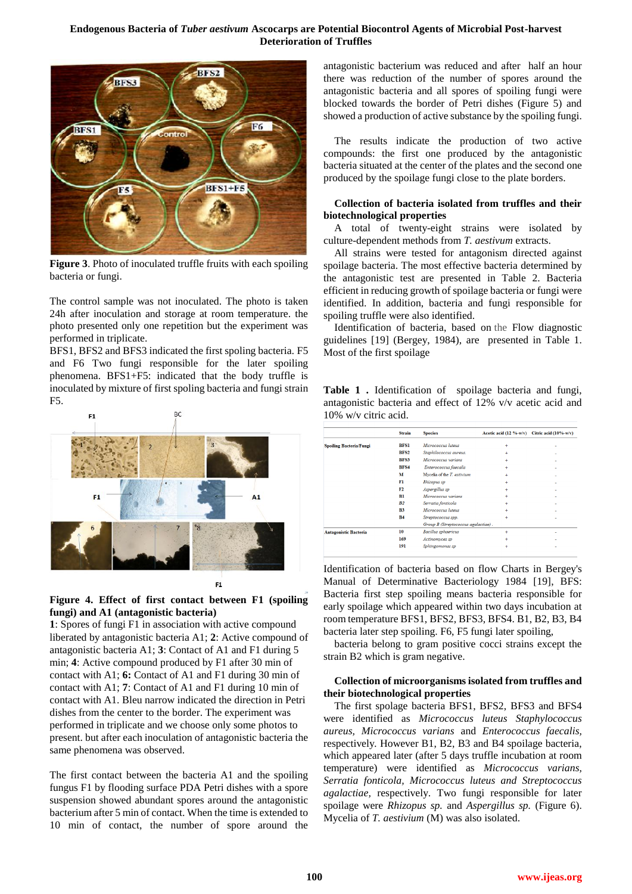Figure 3. Photo of inoculated truffle fruits with each spoiling bacteria or fungi.

The control sample was not inoculated. The photo is taken 24h after inoculation and storage at room temperature. the photo presented only one repetition but the experiment was performed in triplicate.

BFS1, BFS2 and BFS3 indicated the first spoling bacteria. F5 and F6 Two fungi responsible for the later spoiling phenomena. BFS1+F5: indicated that the body truffle is inoculated by mixture of first spoling bacteria and fungi strain F5.

**Figure 4. Effect of first contact between F1 (spoiling fungi) and A1 (antagonistic bacteria)**

**1**: Spores of fungi F1 in association with active compound liberated by antagonistic bacteria A1; **2**: Active compound of antagonistic bacteria A1; **3**: Contact of A1 and F1 during 5 min; **4**: Active compound produced by F1 after 30 min of contact with A1; **6:** Contact of A1 and F1 during 30 min of contact with A1; **7**: Contact of A1 and F1 during 10 min of contact with A1. Bleu narrow indicated the direction in Petri dishes from the center to the border. The experiment was performed in triplicate and we choose only some photos to present. but after each inoculation of antagonistic bacteria the same phenomena was observed.

The first contact between the bacteria A1 and the spoiling fungus F1 by flooding surface PDA Petri dishes with a spore suspension showed abundant spores around the antagonistic bacterium after 5 min of contact. When the time is extended to 10 min of contact, the number of spore around the antagonistic bacterium was reduced and after half an hour there was reduction of the number of spores around the antagonistic bacteria and all spores of spoiling fungi were blocked towards the border of Petri dishes (Figure 5) and showed a production of active substance by the spoiling fungi.

The results indicate the production of two active compounds: the first one produced by the antagonistic bacteria situated at the center of the plates and the second one produced by the spoilage fungi close to the plate borders.

**Collection of bacteria isolated from truffles and their biotechnological properties**

A total of twenty-eight strains were isolated by culture-dependent methods from *T. aestivum* extracts.

All strains were tested for antagonism directed against spoilage bacteria. The most effective bacteria determined by the antagonistic test are presented in Table 2. Bacteria efficient in reducing growth of spoilage bacteria or fungi were identified. In addition, bacteria and fungi responsible for spoiling truffle were also identified.

Identification of bacteria, based on the Flow diagnostic guidelines [19] (Bergey, 1984), are presented in Table 1. Most of the first spoilage

**Table 1 .** Identification of spoilage bacteria and fungi, antagonistic bacteria and effect of 12% v/v acetic acid and 10% w/v citric acid.

| | Strain | Species | Acetic acid (12 %-w/v) | Citric acid (10%-w/v) |
|---|---|---|---|---|
| Spoiling Bacteria/Fungi | BFS1 | *Micrococcus luteus* | + | - |
| | BFS2 | *Staphilococcus aureus* | + | - |
| | BFS3 | *Micrococcus varians* | + | - |
| | BFS4 | *Enterococcus faecalis* | + | - |
| | M | *Mycelia of the T. aestivum* | + | - |
| | F1 | *Rhizopus sp* | + | - |
| | F2 | *Aspergillus sp* | + | - |
| | B1 | *Micrococcus varians* | + | - |
| | B2 | *Serratia fonticola* | + | - |
| | B3 | *Micrococcus luteus* | + | - |
| | B4 | *Streptococcus spp. Group B (Streptococcus agalactiae)* | + | - |
| Antagonistic Bacteria | 10 | *Bacillus sphaericus* | + | - |
| | 169 | *Actinomyces sp* | + | - |
| | 191 | *Sphingomonas sp* | + | - |

Identification of bacteria based on flow Charts in Bergey's Manual of Determinative Bacteriology 1984 [19], BFS: Bacteria first step spoiling means bacteria responsible for early spoilage which appeared within two days incubation at room temperature BFS1, BFS2, BFS3, BFS4. B1, B2, B3, B4 bacteria later step spoiling. F6, F5 fungi later spoiling,

bacteria belong to gram positive cocci strains except the strain B2 which is gram negative.

**Collection of microorganisms isolated from truffles and their biotechnological properties**

The first spolage bacteria BFS1, BFS2, BFS3 and BFS4 were identified as *Micrococcus luteus Staphylococcus aureus, Micrococcus varians* and *Enterococcus faecalis,* respectively. However B1, B2, B3 and B4 spoilage bacteria, which appeared later (after 5 days truffle incubation at room temperature) were identified as *Micrococcus varians, Serratia fonticola, Micrococcus luteus and Streptococcus agalactiae,* respectively. Two fungi responsible for later spoilage were *Rhizopus sp.* and *Aspergillus sp.* (Figure 6). Mycelia of *T. aestivum* (M) was also isolated.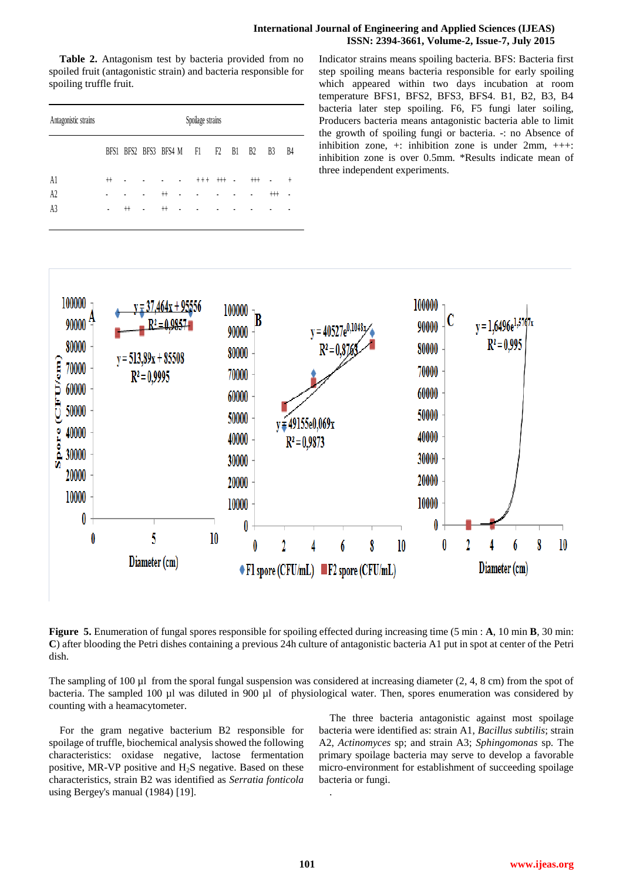**Table 2.** Antagonism test by bacteria provided from no spoiled fruit (antagonistic strain) and bacteria responsible for spoiling truffle fruit.

| Antagonistic strains | Spoilage strains | | | | | | | | | | |
|---|---|---|---|---|---|---|---|---|---|---|---|
| | BFS1 | BFS2 | BFS3 | BFS4 | M | F1 | F2 | B1 | B2 | B3 | B4 |
| A1 | ++ | - | - | - | - | +++ | +++ | - | +++ | - | + |
| A2 | - | - | - | ++ | - | - | - | - | - | +++ | - |
| A3 | - | ++ | - | ++ | - | - | - | - | - | - | - |

Indicator strains means spoiling bacteria. BFS: Bacteria first step spoiling means bacteria responsible for early spoiling which appeared within two days incubation at room temperature BFS1, BFS2, BFS3, BFS4. B1, B2, B3, B4 bacteria later step spoiling. F6, F5 fungi later soiling, Producers bacteria means antagonistic bacteria able to limit the growth of spoiling fungi or bacteria. -: no Absence of inhibition zone, +: inhibition zone is under 2mm, +++: inhibition zone is over 0.5mm. *Results indicate mean of three independent experiments.

**Figure 5.** Enumeration of fungal spores responsible for spoiling effected during increasing time (5 min : **A**, 10 min **B**, 30 min: **C**) after blooding the Petri dishes containing a previous 24h culture of antagonistic bacteria A1 put in spot at center of the Petri dish.

The sampling of 100 µl from the sporal fungal suspension was considered at increasing diameter (2, 4, 8 cm) from the spot of bacteria. The sampled 100 µl was diluted in 900 µl of physiological water. Then, spores enumeration was considered by counting with a heamacytometer.

For the gram negative bacterium B2 responsible for spoilage of truffle, biochemical analysis showed the following characteristics: oxidase negative, lactose fermentation positive, MR-VP positive and $H_2S$ negative. Based on these characteristics, strain B2 was identified as *Serratia fonticola* using Bergey's manual (1984) [19].

The three bacteria antagonistic against most spoilage bacteria were identified as: strain A1, *Bacillus subtilis*; strain A2, *Actinomyces* sp; and strain A3, *Sphingomonas* sp. The primary spoilage bacteria may serve to develop a favorable micro-environment for establishment of succeeding spoilage bacteria or fungi.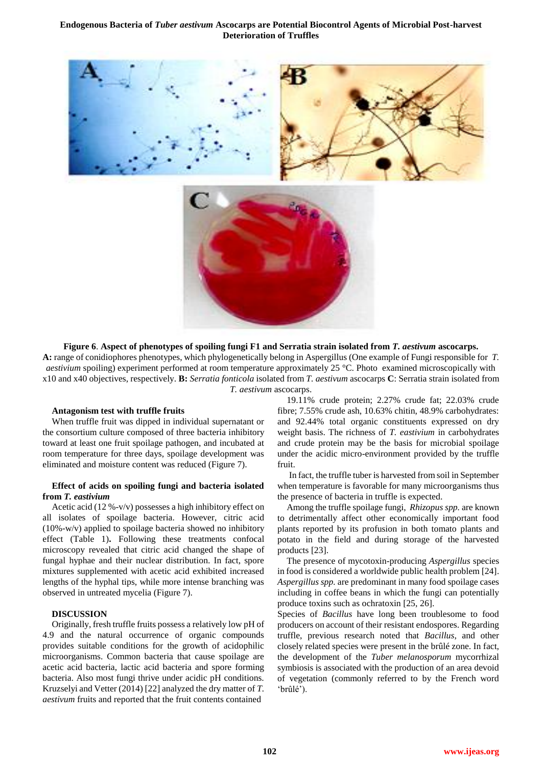**Figure 6**. **Aspect of phenotypes of spoiling fungi F1 and Serratia strain isolated from *T. aestivum* ascocarps.** **A:** range of conidiophores phenotypes, which phylogenetically belong in Aspergillus (One example of Fungi responsible for *T. aestivium* spoiling) experiment performed at room temperature approximately 25 °C. Photo examined microscopically with x10 and x40 objectives, respectively. **B:** *Serratia fonticola* isolated from *T. aestivum* ascocarps **C**: Serratia strain isolated from *T. aestivum* ascocarps.

### Antagonism test with truffle fruits

When truffle fruit was dipped in individual supernatant or the consortium culture composed of three bacteria inhibitory toward at least one fruit spoilage pathogen, and incubated at room temperature for three days, spoilage development was eliminated and moisture content was reduced (Figure 7).

### Effect of acids on spoiling fungi and bacteria isolated from *T. eastivium*

Acetic acid (12 %-v/v) possesses a high inhibitory effect on all isolates of spoilage bacteria. However, citric acid (10%-w/v) applied to spoilage bacteria showed no inhibitory effect (Table 1)**.** Following these treatments confocal microscopy revealed that citric acid changed the shape of fungal hyphae and their nuclear distribution. In fact, spore mixtures supplemented with acetic acid exhibited increased lengths of the hyphal tips, while more intense branching was observed in untreated mycelia (Figure 7).

## DISCUSSION

Originally, fresh truffle fruits possess a relatively low pH of 4.9 and the natural occurrence of organic compounds provides suitable conditions for the growth of acidophilic microorganisms. Common bacteria that cause spoilage are acetic acid bacteria, lactic acid bacteria and spore forming bacteria. Also most fungi thrive under acidic pH conditions. Kruzselyi and Vetter (2014) [22] analyzed the dry matter of *T. aestivum* fruits and reported that the fruit contents contained 19.11% crude protein; 2.27% crude fat; 22.03% crude fibre; 7.55% crude ash, 10.63% chitin, 48.9% carbohydrates: and 92.44% total organic constituents expressed on dry weight basis. The richness of *T. eastivium* in carbohydrates and crude protein may be the basis for microbial spoilage under the acidic micro-environment provided by the truffle fruit.

In fact, the truffle tuber is harvested from soil in September when temperature is favorable for many microorganisms thus the presence of bacteria in truffle is expected.

Among the truffle spoilage fungi, *Rhizopus spp.* are known to detrimentally affect other economically important food plants reported by its profusion in both tomato plants and potato in the field and during storage of the harvested products [23].

The presence of mycotoxin-producing *Aspergillus* species in food is considered a worldwide public health problem [24]. *Aspergillus spp.* are predominant in many food spoilage cases including in coffee beans in which the fungi can potentially produce toxins such as ochratoxin [25, 26].

Species of *Bacillus* have long been troublesome to food producers on account of their resistant endospores. Regarding truffle, previous research noted that *Bacillus*, and other closely related species were present in the brûlé zone. In fact, the development of the *Tuber melanosporum* mycorrhizal symbiosis is associated with the production of an area devoid of vegetation (commonly referred to by the French word 'brûlé').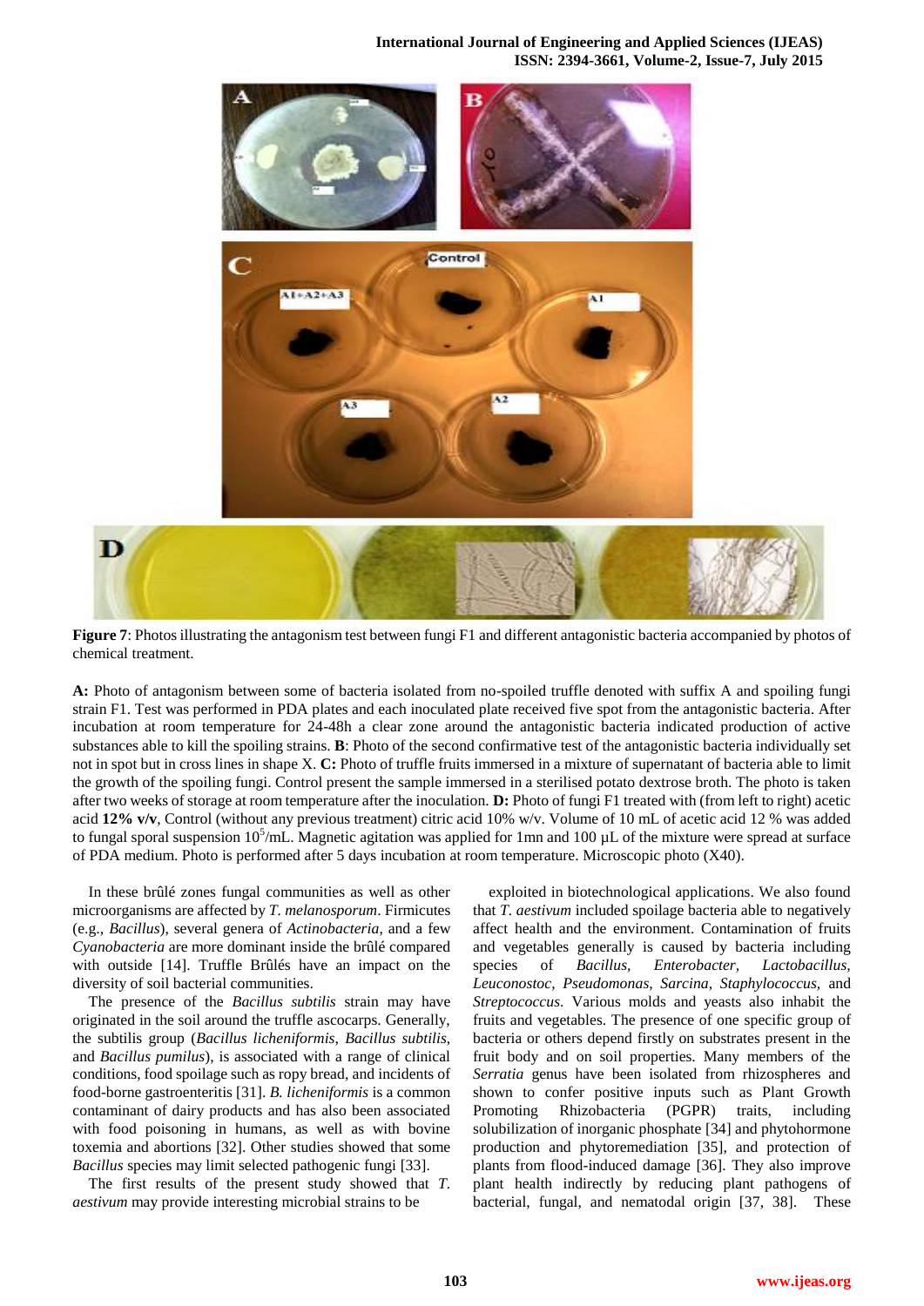**Figure 7**: Photos illustrating the antagonism test between fungi F1 and different antagonistic bacteria accompanied by photos of chemical treatment.

**A:** Photo of antagonism between some of bacteria isolated from no-spoiled truffle denoted with suffix A and spoiling fungi strain F1. Test was performed in PDA plates and each inoculated plate received five spot from the antagonistic bacteria. After incubation at room temperature for 24-48h a clear zone around the antagonistic bacteria indicated production of active substances able to kill the spoiling strains. **B**: Photo of the second confirmative test of the antagonistic bacteria individually set not in spot but in cross lines in shape X. **C:** Photo of truffle fruits immersed in a mixture of supernatant of bacteria able to limit the growth of the spoiling fungi. Control present the sample immersed in a sterilised potato dextrose broth. The photo is taken after two weeks of storage at room temperature after the inoculation. **D:** Photo of fungi F1 treated with (from left to right) acetic acid **12% v/v**, Control (without any previous treatment) citric acid 10% w/v. Volume of 10 mL of acetic acid 12 % was added to fungal sporal suspension $10^5$/mL. Magnetic agitation was applied for 1mn and 100 µL of the mixture were spread at surface of PDA medium. Photo is performed after 5 days incubation at room temperature. Microscopic photo (X40).

In these brûlé zones fungal communities as well as other microorganisms are affected by *T. melanosporum*. Firmicutes (e.g., *Bacillus*), several genera of *Actinobacteria*, and a few *Cyanobacteria* are more dominant inside the brûlé compared with outside [14]. Truffle Brûlés have an impact on the diversity of soil bacterial communities.

The presence of the *Bacillus subtilis* strain may have originated in the soil around the truffle ascocarps. Generally, the subtilis group (*Bacillus licheniformis*, *Bacillus subtilis*, and *Bacillus pumilus*), is associated with a range of clinical conditions, food spoilage such as ropy bread, and incidents of food-borne gastroenteritis [31]. *B. licheniformis* is a common contaminant of dairy products and has also been associated with food poisoning in humans, as well as with bovine toxemia and abortions [32]. Other studies showed that some *Bacillus* species may limit selected pathogenic fungi [33].

The first results of the present study showed that *T. aestivum* may provide interesting microbial strains to be exploited in biotechnological applications. We also found that *T. aestivum* included spoilage bacteria able to negatively affect health and the environment. Contamination of fruits and vegetables generally is caused by bacteria including species of *Bacillus, Enterobacter, Lactobacillus, Leuconostoc, Pseudomonas, Sarcina, Staphylococcus,* and *Streptococcus*. Various molds and yeasts also inhabit the fruits and vegetables. The presence of one specific group of bacteria or others depend firstly on substrates present in the fruit body and on soil properties. Many members of the *Serratia* genus have been isolated from rhizospheres and shown to confer positive inputs such as Plant Growth Promoting Rhizobacteria (PGPR) traits, including solubilization of inorganic phosphate [34] and phytohormone production and phytoremediation [35], and protection of plants from flood-induced damage [36]. They also improve plant health indirectly by reducing plant pathogens of bacterial, fungal, and nematodal origin [37, 38]. These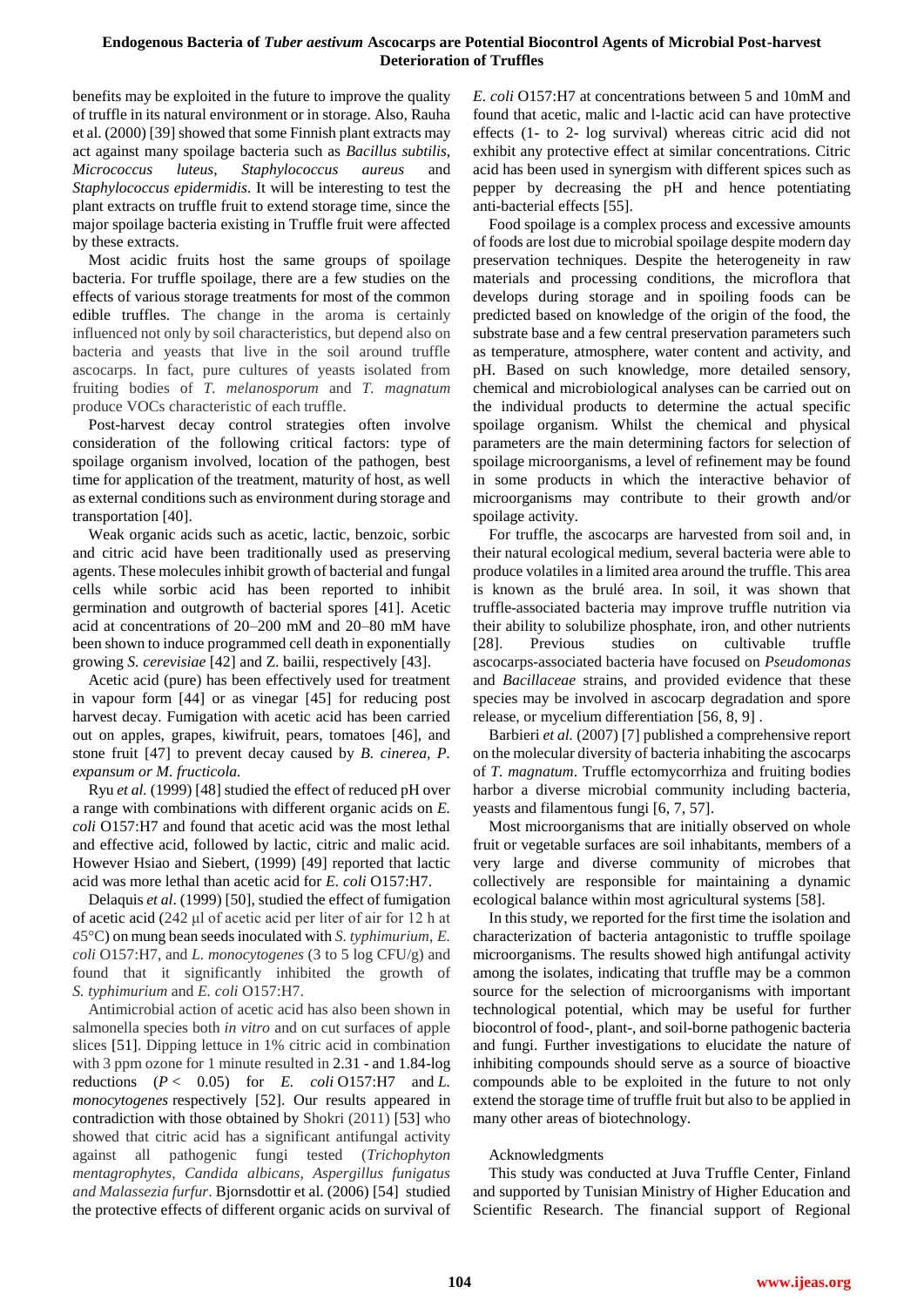benefits may be exploited in the future to improve the quality of truffle in its natural environment or in storage. Also, Rauha et al. (2000) [39] showed that some Finnish plant extracts may act against many spoilage bacteria such as *Bacillus subtilis*, *Micrococcus luteus*, *Staphylococcus aureus* and *Staphylococcus epidermidis*. It will be interesting to test the plant extracts on truffle fruit to extend storage time, since the major spoilage bacteria existing in Truffle fruit were affected by these extracts.

Most acidic fruits host the same groups of spoilage bacteria. For truffle spoilage, there are a few studies on the effects of various storage treatments for most of the common edible truffles. The change in the aroma is certainly influenced not only by soil characteristics, but depend also on bacteria and yeasts that live in the soil around truffle ascocarps. In fact, pure cultures of yeasts isolated from fruiting bodies of *T. melanosporum* and *T. magnatum* produce VOCs characteristic of each truffle.

Post-harvest decay control strategies often involve consideration of the following critical factors: type of spoilage organism involved, location of the pathogen, best time for application of the treatment, maturity of host, as well as external conditions such as environment during storage and transportation [40].

Weak organic acids such as acetic, lactic, benzoic, sorbic and citric acid have been traditionally used as preserving agents. These molecules inhibit growth of bacterial and fungal cells while sorbic acid has been reported to inhibit germination and outgrowth of bacterial spores [41]. Acetic acid at concentrations of 20–200 mM and 20–80 mM have been shown to induce programmed cell death in exponentially growing *S. cerevisiae* [42] and Z. bailii, respectively [43].

Acetic acid (pure) has been effectively used for treatment in vapour form [44] or as vinegar [45] for reducing post harvest decay. Fumigation with acetic acid has been carried out on apples, grapes, kiwifruit, pears, tomatoes [46], and stone fruit [47] to prevent decay caused by *B. cinerea, P. expansum or M. fructicola.*

Ryu *et al.* (1999) [48] studied the effect of reduced pH over a range with combinations with different organic acids on *E. coli* O157:H7 and found that acetic acid was the most lethal and effective acid, followed by lactic, citric and malic acid. However Hsiao and Siebert, (1999) [49] reported that lactic acid was more lethal than acetic acid for *E. coli* O157:H7.

Delaquis *et al*. (1999) [50], studied the effect of fumigation of acetic acid (242 µl of acetic acid per liter of air for 12 h at 45°C) on mung bean seeds inoculated with *S. typhimurium, E. coli* O157:H7, and *L. monocytogenes* (3 to 5 log CFU/g) and found that it significantly inhibited the growth of *S. typhimurium* and *E. coli* O157:H7.

Antimicrobial action of acetic acid has also been shown in salmonella species both *in vitro* and on cut surfaces of apple slices [51]. Dipping lettuce in 1% citric acid in combination with 3 ppm ozone for 1 minute resulted in 2.31 - and 1.84-log reductions ($P < 0.05$) for *E. coli* O157:H7 and *L. monocytogenes* respectively [52]. Our results appeared in contradiction with those obtained by Shokri (2011) [53] who showed that citric acid has a significant antifungal activity against all pathogenic fungi tested (*Trichophyton mentagrophytes, Candida albicans, Aspergillus funigatus and Malassezia furfur*. Bjornsdottir et al. (2006) [54] studied the protective effects of different organic acids on survival of *E. coli* O157:H7 at concentrations between 5 and 10mM and found that acetic, malic and l-lactic acid can have protective effects (1- to 2- log survival) whereas citric acid did not exhibit any protective effect at similar concentrations. Citric acid has been used in synergism with different spices such as pepper by decreasing the pH and hence potentiating anti-bacterial effects [55].

Food spoilage is a complex process and excessive amounts of foods are lost due to microbial spoilage despite modern day preservation techniques. Despite the heterogeneity in raw materials and processing conditions, the microflora that develops during storage and in spoiling foods can be predicted based on knowledge of the origin of the food, the substrate base and a few central preservation parameters such as temperature, atmosphere, water content and activity, and pH. Based on such knowledge, more detailed sensory, chemical and microbiological analyses can be carried out on the individual products to determine the actual specific spoilage organism. Whilst the chemical and physical parameters are the main determining factors for selection of spoilage microorganisms, a level of refinement may be found in some products in which the interactive behavior of microorganisms may contribute to their growth and/or spoilage activity.

For truffle, the ascocarps are harvested from soil and, in their natural ecological medium, several bacteria were able to produce volatiles in a limited area around the truffle. This area is known as the brulé area. In soil, it was shown that truffle-associated bacteria may improve truffle nutrition via their ability to solubilize phosphate, iron, and other nutrients [28]. Previous studies on cultivable truffle ascocarps-associated bacteria have focused on *Pseudomonas* and *Bacillaceae* strains, and provided evidence that these species may be involved in ascocarp degradation and spore release, or mycelium differentiation [56, 8, 9] .

Barbieri *et al.* (2007) [7] published a comprehensive report on the molecular diversity of bacteria inhabiting the ascocarps of *T. magnatum*. Truffle ectomycorrhiza and fruiting bodies harbor a diverse microbial community including bacteria, yeasts and filamentous fungi [6, 7, 57].

Most microorganisms that are initially observed on whole fruit or vegetable surfaces are soil inhabitants, members of a very large and diverse community of microbes that collectively are responsible for maintaining a dynamic ecological balance within most agricultural systems [58].

In this study, we reported for the first time the isolation and characterization of bacteria antagonistic to truffle spoilage microorganisms. The results showed high antifungal activity among the isolates, indicating that truffle may be a common source for the selection of microorganisms with important technological potential, which may be useful for further biocontrol of food-, plant-, and soil-borne pathogenic bacteria and fungi. Further investigations to elucidate the nature of inhibiting compounds should serve as a source of bioactive compounds able to be exploited in the future to not only extend the storage time of truffle fruit but also to be applied in many other areas of biotechnology.

Acknowledgments

This study was conducted at Juva Truffle Center, Finland and supported by Tunisian Ministry of Higher Education and Scientific Research. The financial support of Regional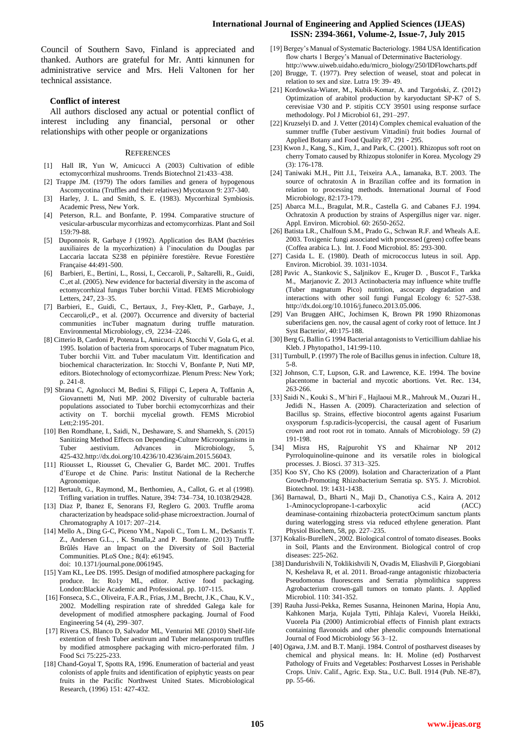Council of Southern Savo, Finland is appreciated and thanked. Authors are grateful for Mr. Antti kinnunen for administrative service and Mrs. Heli Valtonen for her technical assistance.

### Conflict of interest

All authors disclosed any actual or potential conflict of interest including any financial, personal or other relationships with other people or organizations

## REFERENCES

[1] Hall IR, Yun W, Amicucci A (2003) Cultivation of edible ectomycorrhizal mushrooms. Trends Biotechnol 21:433–438.

[2] Trappe JM. (1979) The odors families and genera of hypogenous Ascomycotina (Truffles and their relatives) Mycotaxon 9: 237-340.

[3] Harley, J. L. and Smith, S. E. (1983). Mycorrhizal Symbiosis. Academic Press, New York.

[4] Peterson, R.L. and Bonfante, P. 1994. Comparative structure of vesicular-arbuscular mycorrhizas and ectomycorrhizas. Plant and Soil 159:79-88.

[5] Duponnois R, Garbaye J (1992). Application des BAM (bactéries auxiliaires de la mycorhization) à l'inoculation du Douglas par Laccaria laccata S238 en pépinière forestière. Revue Forestière Française 44:491-500.

[6] Barbieri, E., Bertini, L., Rossi, I., Ceccaroli, P., Saltarelli, R., Guidi, C.,et al. (2005). New evidence for bacterial diversity in the ascoma of ectomycorrhizal fungus Tuber borchii Vittad. FEMS Microbiology Letters, 247, 23–35.

[7] Barbieri, E., Guidi, C., Bertaux, J., Frey-Klett, P., Garbaye, J., Ceccaroli,cP., et al. (2007). Occurrence and diversity of bacterial communities incTuber magnatum during truffle maturation. Environmental Microbiology, c9, 2234–2246.

[8] Citterio B, Cardoni P, Potenza L, Amicucci A, Stocchi V, Gola G, et al. 1995. Isolation of bacteria from sporocarps of Tuber magnatum Pico, Tuber borchii Vitt. and Tuber maculatum Vitt. Identification and biochemical characterization. In: Stocchi V, Bonfante P, Nuti MP, editors. Biotechnology of ectomycorrhizae. Plenum Press: New York; p. 241-8.

[9] Sbrana C, Agnolucci M, Bedini S, Filippi C, Lepera A, Toffanin A, Giovannetti M, Nuti MP. 2002 Diversity of culturable bacteria populations associated to Tuber borchii ectomycorrhizas and their activity on T. borchii mycelial growth. FEMS Microbiol Lett;2:195-201.

[10] Ben Romdhane, I., Saidi, N., Deshaware, S. and Shamekh, S. (2015) Sanitizing Method Effects on Depending-Culture Microorganisms in Tuber aestivium. Advances in Microbiology, 5, 425-432.http://dx.doi.org/10.4236/aim.2015.56043.

[11] Riousset L, Riousset G, Chevalier G, Bardet MC. 2001. Truffes d'Europe et de Chine. Paris: Institut National de la Recherche Agronomique.

[12] Bertault, G., Raymond, M., Berthomieu, A., Callot, G. et al (1998). Trifling variation in truffles. Nature, 394: 734–734, 10.1038/29428.

[13] Diaz P, Ibanez E, Senorans FJ, Reglero G. 2003. Truffle aroma characterization by headspace solid-phase microextraction. Journal of Chromatography A 1017: 207–214.

[14] Mello A., Ding G-C, Piceno YM., Napoli C., Tom L. M., DeSantis T. Z., Andersen G.L., , K. Smalla,2 and P. Bonfante. (2013) Truffle Brûlés Have an Impact on the Diversity of Soil Bacterial Communities. PLoS One.; 8(4): e61945. doi: 10.1371/journal.pone.0061945.

[15] Yam KL, Lee DS. 1995. Design of modified atmosphere packaging for produce. In: Ro1y ML, editor. Active food packaging. London:Blackie Academic and Professional. pp. 107-115.

[16] Fonseca, S.C., Oliveira, F.A.R., Frias, J.M., Brecht, J.K., Chau, K.V., 2002. Modelling respiration rate of shredded Galega kale for development of modified atmosphere packaging. Journal of Food Engineering 54 (4), 299–307.

[17] Rivera CS, Blanco D, Salvador ML, Venturini ME (2010) Shelf-life extention of fresh Tuber aestivum and Tuber melanosporum truffles by modified atmosphere packaging with micro-perforated film. J Food Sci 75:225-233.

[18] Chand-Goyal T, Spotts RA, 1996. Enumeration of bacterial and yeast colonists of apple fruits and identification of epiphytic yeasts on pear fruits in the Pacific Northwest United States. Microbiological Research, (1996) 151: 427-432.

[19] Bergey's Manual of Systematic Bacteriology. 1984 USA Identification flow charts 1 Bergey's Manual of Determinative Bacteriology. http://www.uiweb.uidaho.edu/micro_biology/250/IDFlowcharts.pdf

[20] Brugge, T. (1977). Prey selection of weasel, stoat and polecat in relation to sex and size. Lutra 19: 39- 49.

[21] Kordowska-Wiater, M., Kubik-Komar, A. and Targoński, Z. (2012) Optimization of arabitol production by karyoductant SP-K7 of S. cerevisiae V30 and P. stipitis CCY 39501 using response surface methodology. Pol J Microbiol 61, 291–297.

[22] Kruzselyi D. and J. Vetter (2014) Complex chemical evaluation of the summer truffle (Tuber aestivum Vittadini) fruit bodies Journal of Applied Botany and Food Quality 87, 291 - 295.

[23] Kwon J., Kang, S., Kim, J., and Park, C. (2001). Rhizopus soft root on cherry Tomato caused by Rhizopus stolonifer in Korea. Mycology 29 (3): 176-178.

[24] Taniwaki M.H., Pitt J.I., Teixeira A.A., Iamanaka, B.T. 2003. The source of ochratoxin A in Brazilian coffee and its formation in relation to processing methods. International Journal of Food Microbiology, 82:173-179.

[25] Abarca M.L., Bragulat, M.R., Castella G. and Cabanes F.J. 1994. Ochratoxin A production by strains of Aspergillus niger var. niger. Appl. Environ. Microbiol. 60: 2650-2652.

[26] Batista LR., Chalfoun S.M., Prado G., Schwan R.F. and Wheals A.E. 2003. Toxigenic fungi associated with processed (green) coffee beans (Coffea arabica L.). Int. J. Food Microbiol. 85: 293-300.

[27] Casida L. E. (1980). Death of micrococcus luteus in soil. App. Environ. Microbiol. 39. 1031-1034.

[28] Pavic A., Stankovic S., Saljnikov E., Kruger D. , Buscot F., Tarkka M., Marjanovic Z. 2013 Actinobacteria may influence white truffle (Tuber magnatum Pico) nutrition, ascocarp degradation and interactions with other soil fungi Fungal Ecology 6: 527-538. http://dx.doi.org/10.1016/j.funeco.2013.05.006.

[29] Van Bruggen AHC, Jochimsen K, Brown PR 1990 Rhizomonas suberifaciens gen. nov, the causal agent of corky root of lettuce. Int J Syst Bacterio/, 40:175-188.

[30] Berg G, Ballin G 1994 Bacterial antagonists to Verticillium dahliae his Kleb. J Phytopatho1, 141:99-110.

[31] Turnbull, P. (1997) The role of Bacillus genus in infection. Culture 18, 5-8.

[32] Johnson, C.T, Lupson, G.R. and Lawrence, K.E. 1994. The bovine placentome in bacterial and mycotic abortions. Vet. Rec. 134, 263-266.

[33] Saidi N., Kouki S., M'hiri F., Hajlaoui M.R., Mahrouk M., Ouzari H., Jedidi N., Hassen A. (2009). Characterization and selection of Bacillus sp. Strains, effective biocontrol agents against Fusarium oxysporum f.sp.radicis-lycopercisi, the causal agent of Fusarium crown and root root rot in tomato. Annals of Microbiology. 59 (2) 191-198.

[34] Misra HS, Rajpurohit YS and Khairnar NP 2012 Pyrroloquinoline-quinone and its versatile roles in biological processes. J. Biosci. 37 313–325.

[35] Koo SY, Cho KS (2009). Isolation and Characterization of a Plant Growth-Promoting Rhizobacterium Serratia sp. SY5. J. Microbiol. Biotechnol. 19: 1431-1438.

[36] Barnawal, D., Bharti N., Maji D., Chanotiya C.S., Kaira A. 2012 1-Aminocyclopropane-1-carboxylic acid (ACC) deaminase-containing rhizobacteria protectOcimum sanctum plants during waterlogging stress via reduced ethylene generation. Plant Physiol Biochem, 58, pp. 227–235.

[37] Kokalis-BurelleN., 2002. Biological control of tomato diseases. Books in Soil, Plants and the Environment. Biological control of crop diseases: 225-262.

[38] Dandurishvili N, Toklikishvili N, Ovadis M, Eliashvili P, Giorgobiani N, Keshelava R, et al. 2011. Broad-range antagonistic rhizobacteria Pseudomonas fluorescens and Serratia plymolithica suppress Agrobacterium crown-gall tumors on tomato plants. J. Applied Microbiol. 110: 341-352.

[39] Rauha Jussi-Pekka, Remes Susanna, Heinonen Marina, Hopia Anu, Kahkonen Marja, Kujala Tytti, Pihlaja Kalevi, Vuorela Heikki, Vuorela Pia (2000) Antimicrobial effects of Finnish plant extracts containing flavonoids and other phenolic compounds International Journal of Food Microbiology 56 3–12.

[40] Ogawa, J.M. and B.T. Manji. 1984. Control of postharvest diseases by chemical and physical means. In: H. Moline (ed) Postharvest Pathology of Fruits and Vegetables: Postharvest Losses in Perishable Crops. Univ. Calif., Agric. Exp. Sta., U.C. Bull. 1914 (Pub. NE-87), pp. 55-66.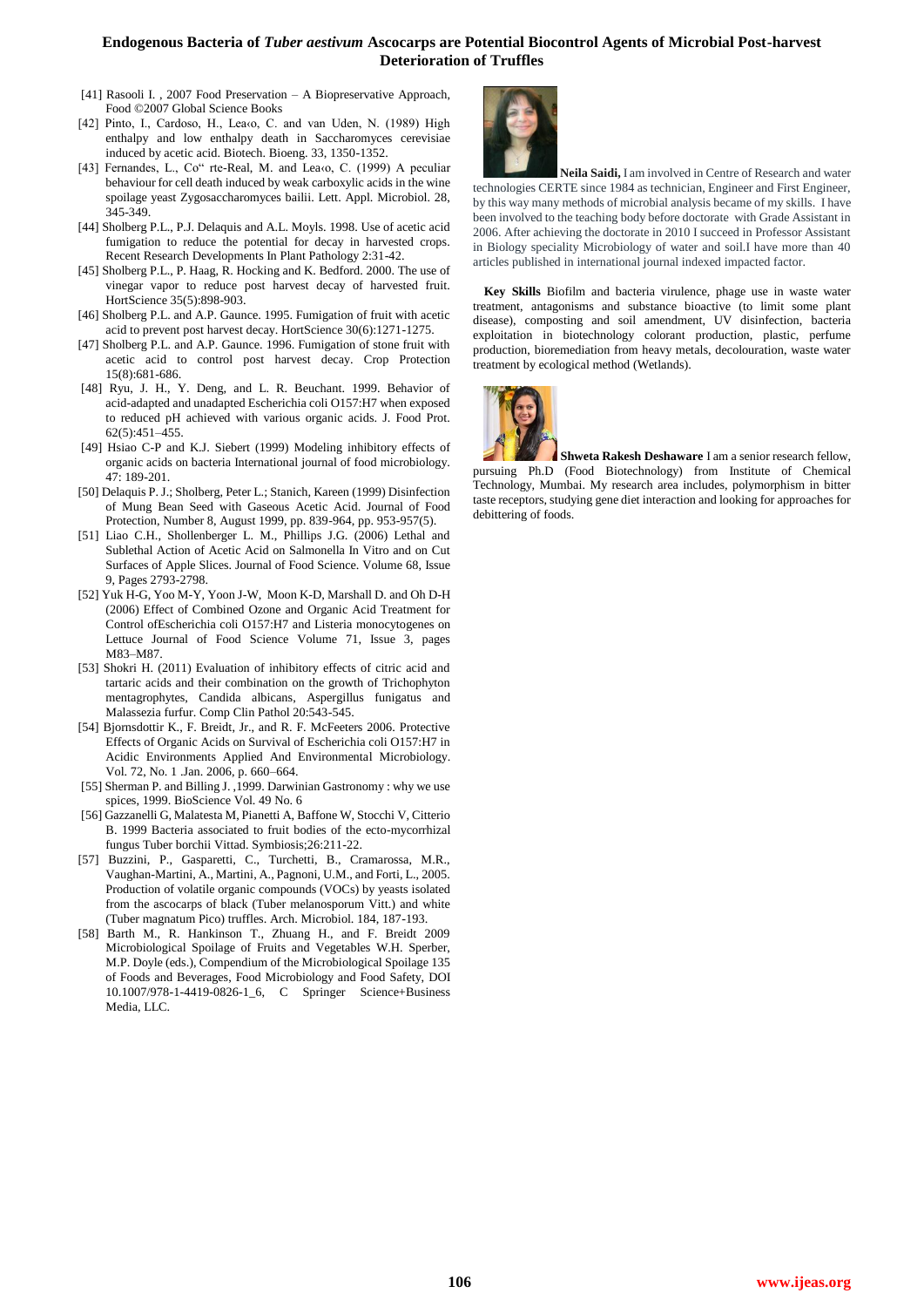[41] Rasooli I. , 2007 Food Preservation – A Biopreservative Approach, Food ©2007 Global Science Books

[42] Pinto, I., Cardoso, H., Lea‹o, C. and van Uden, N. (1989) High enthalpy and low enthalpy death in Saccharomyces cerevisiae induced by acetic acid. Biotech. Bioeng. 33, 1350-1352.

[43] Fernandes, L., Co" rte-Real, M. and Lea‹o, C. (1999) A peculiar behaviour for cell death induced by weak carboxylic acids in the wine spoilage yeast Zygosaccharomyces bailii. Lett. Appl. Microbiol. 28, 345-349.

[44] Sholberg P.L., P.J. Delaquis and A.L. Moyls. 1998. Use of acetic acid fumigation to reduce the potential for decay in harvested crops. Recent Research Developments In Plant Pathology 2:31-42.

[45] Sholberg P.L., P. Haag, R. Hocking and K. Bedford. 2000. The use of vinegar vapor to reduce post harvest decay of harvested fruit. HortScience 35(5):898-903.

[46] Sholberg P.L. and A.P. Gaunce. 1995. Fumigation of fruit with acetic acid to prevent post harvest decay. HortScience 30(6):1271-1275.

[47] Sholberg P.L. and A.P. Gaunce. 1996. Fumigation of stone fruit with acetic acid to control post harvest decay. Crop Protection 15(8):681-686.

[48] Ryu, J. H., Y. Deng, and L. R. Beuchant. 1999. Behavior of acid-adapted and unadapted Escherichia coli O157:H7 when exposed to reduced pH achieved with various organic acids. J. Food Prot. 62(5):451–455.

[49] Hsiao C-P and K.J. Siebert (1999) Modeling inhibitory effects of organic acids on bacteria International journal of food microbiology. 47: 189-201.

[50] Delaquis P. J.; Sholberg, Peter L.; Stanich, Kareen (1999) Disinfection of Mung Bean Seed with Gaseous Acetic Acid. Journal of Food Protection, Number 8, August 1999, pp. 839-964, pp. 953-957(5).

[51] Liao C.H., Shollenberger L. M., Phillips J.G. (2006) Lethal and Sublethal Action of Acetic Acid on Salmonella In Vitro and on Cut Surfaces of Apple Slices. Journal of Food Science. Volume 68, Issue 9, Pages 2793-2798.

[52] Yuk H-G, Yoo M-Y, Yoon J-W, Moon K-D, Marshall D. and Oh D-H (2006) Effect of Combined Ozone and Organic Acid Treatment for Control ofEscherichia coli O157:H7 and Listeria monocytogenes on Lettuce Journal of Food Science Volume 71, Issue 3, pages M83–M87.

[53] Shokri H. (2011) Evaluation of inhibitory effects of citric acid and tartaric acids and their combination on the growth of Trichophyton mentagrophytes, Candida albicans, Aspergillus funigatus and Malassezia furfur. Comp Clin Pathol 20:543-545.

[54] Bjornsdottir K., F. Breidt, Jr., and R. F. McFeeters 2006. Protective Effects of Organic Acids on Survival of Escherichia coli O157:H7 in Acidic Environments Applied And Environmental Microbiology. Vol. 72, No. 1 .Jan. 2006, p. 660–664.

[55] Sherman P. and Billing J. ,1999. Darwinian Gastronomy : why we use spices, 1999. BioScience Vol. 49 No. 6

[56] Gazzanelli G, Malatesta M, Pianetti A, Baffone W, Stocchi V, Citterio B. 1999 Bacteria associated to fruit bodies of the ecto-mycorrhizal fungus Tuber borchii Vittad. Symbiosis;26:211-22.

[57] Buzzini, P., Gasparetti, C., Turchetti, B., Cramarossa, M.R., Vaughan-Martini, A., Martini, A., Pagnoni, U.M., and Forti, L., 2005. Production of volatile organic compounds (VOCs) by yeasts isolated from the ascocarps of black (Tuber melanosporum Vitt.) and white (Tuber magnatum Pico) truffles. Arch. Microbiol. 184, 187-193.

[58] Barth M., R. Hankinson T., Zhuang H., and F. Breidt 2009 Microbiological Spoilage of Fruits and Vegetables W.H. Sperber, M.P. Doyle (eds.), Compendium of the Microbiological Spoilage 135 of Foods and Beverages, Food Microbiology and Food Safety, DOI 10.1007/978-1-4419-0826-1_6, C Springer Science+Business Media, LLC.

**Neila Saidi,** I am involved in Centre of Research and water technologies CERTE since 1984 as technician, Engineer and First Engineer, by this way many methods of microbial analysis became of my skills. I have been involved to the teaching body before doctorate with Grade Assistant in 2006. After achieving the doctorate in 2010 I succeed in Professor Assistant in Biology speciality Microbiology of water and soil.I have more than 40 articles published in international journal indexed impacted factor.

**Key Skills** Biofilm and bacteria virulence, phage use in waste water treatment, antagonisms and substance bioactive (to limit some plant disease), composting and soil amendment, UV disinfection, bacteria exploitation in biotechnology colorant production, plastic, perfume production, bioremediation from heavy metals, decolouration, waste water treatment by ecological method (Wetlands).

**Shweta Rakesh Deshaware** I am a senior research fellow, pursuing Ph.D (Food Biotechnology) from Institute of Chemical Technology, Mumbai. My research area includes, polymorphism in bitter taste receptors, studying gene diet interaction and looking for approaches for debittering of foods.